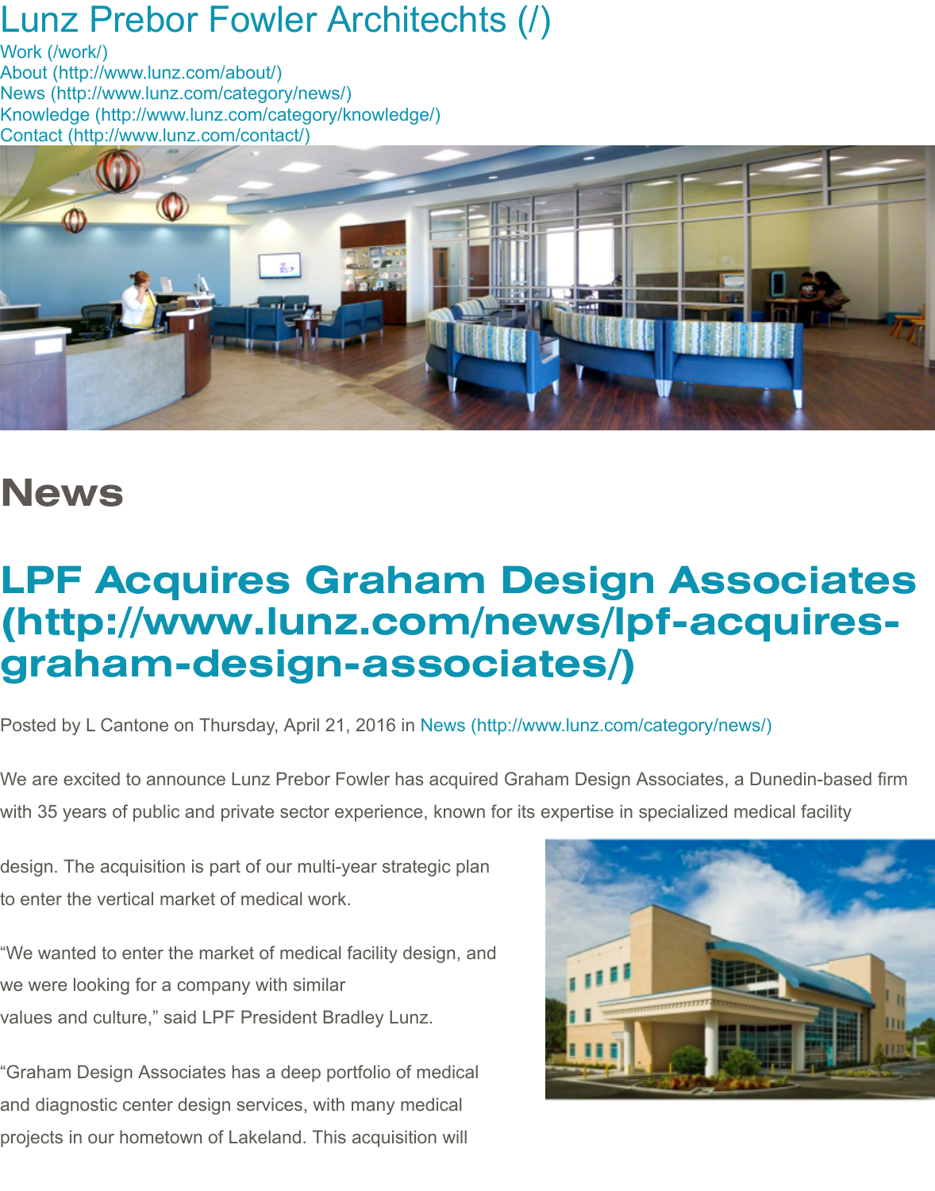# Lunz Prebor Fowler Architechts (/)

Work (/work/)
About (http://www.lunz.com/about/)
News (http://www.lunz.com/category/news/)
Knowledge (http://www.lunz.com/category/knowledge/)
Contact (http://www.lunz.com/contact/)

## News

## LPF Acquires Graham Design Associates (http://www.lunz.com/news/lpf-acquires-graham-design-associates/)

Posted by L Cantone on Thursday, April 21, 2016 in News (http://www.lunz.com/category/news/)

We are excited to announce Lunz Prebor Fowler has acquired Graham Design Associates, a Dunedin-based firm with 35 years of public and private sector experience, known for its expertise in specialized medical facility design. The acquisition is part of our multi-year strategic plan to enter the vertical market of medical work.

"We wanted to enter the market of medical facility design, and we were looking for a company with similar values and culture," said LPF President Bradley Lunz.

"Graham Design Associates has a deep portfolio of medical and diagnostic center design services, with many medical projects in our hometown of Lakeland. This acquisition will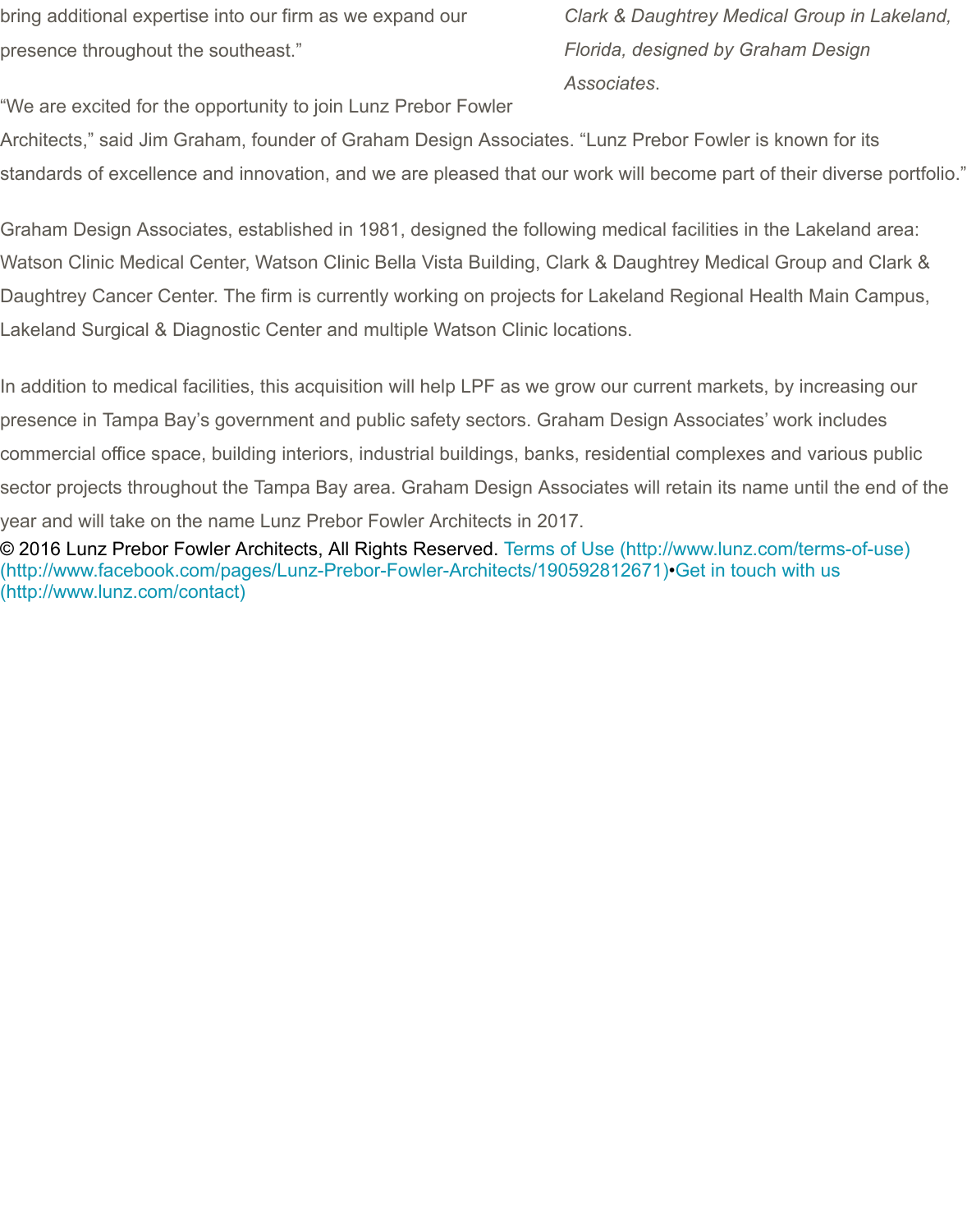bring additional expertise into our firm as we expand our presence throughout the southeast."

*Clark & Daughtrey Medical Group in Lakeland, Florida, designed by Graham Design Associates.*

"We are excited for the opportunity to join Lunz Prebor Fowler Architects," said Jim Graham, founder of Graham Design Associates. "Lunz Prebor Fowler is known for its standards of excellence and innovation, and we are pleased that our work will become part of their diverse portfolio."

Graham Design Associates, established in 1981, designed the following medical facilities in the Lakeland area: Watson Clinic Medical Center, Watson Clinic Bella Vista Building, Clark & Daughtrey Medical Group and Clark & Daughtrey Cancer Center. The firm is currently working on projects for Lakeland Regional Health Main Campus, Lakeland Surgical & Diagnostic Center and multiple Watson Clinic locations.

In addition to medical facilities, this acquisition will help LPF as we grow our current markets, by increasing our presence in Tampa Bay's government and public safety sectors. Graham Design Associates' work includes commercial office space, building interiors, industrial buildings, banks, residential complexes and various public sector projects throughout the Tampa Bay area. Graham Design Associates will retain its name until the end of the year and will take on the name Lunz Prebor Fowler Architects in 2017.

© 2016 Lunz Prebor Fowler Architects, All Rights Reserved. Terms of Use (http://www.lunz.com/terms-of-use) (http://www.facebook.com/pages/Lunz-Prebor-Fowler-Architects/190592812671)•Get in touch with us (http://www.lunz.com/contact)